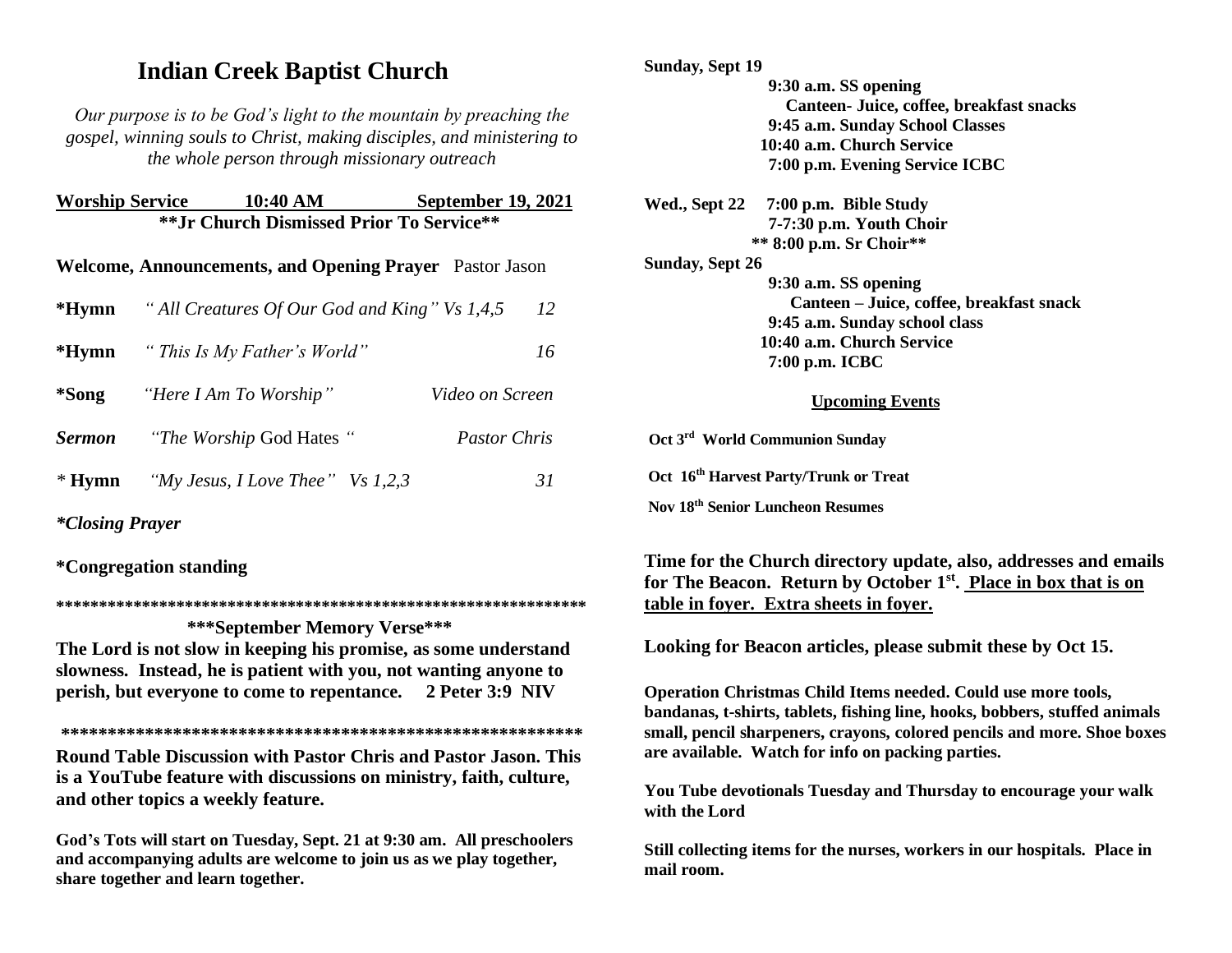# Indian Creek Baptist Church

*Our purpose is to be God's light to the mountain by preaching the gospel, winning souls to Christ, making disciples, and ministering to the whole person through missionary outreach*

**Worship Service 10:40 AM September 19, 2021**

**\*\*Jr Church Dismissed Prior To Service\*\***

**Welcome, Announcements, and Opening Prayer** Pastor Jason

**\*Hymn** *" All Creatures Of Our God and King" Vs 1,4,5* 12

**\*Hymn** *" This Is My Father's World"* 16

**\*Song** *"Here I Am To Worship"* *Video on Screen*

***Sermon*** *"The Worship* God Hates *"* *Pastor Chris*

*\** **Hymn** *"My Jesus, I Love Thee" Vs 1,2,3* 31

***\*Closing Prayer***

**\*Congregation standing**

\*\*\*\*\*\*\*\*\*\*\*\*\*\*\*\*\*\*\*\*\*\*\*\*\*\*\*\*\*\*\*\*\*\*\*\*\*\*\*\*\*\*\*\*\*\*\*\*\*\*\*\*\*\*\*\*\*\*\*\*\*\*\*\*

**\*\*\*September Memory Verse\*\*\***

**The Lord is not slow in keeping his promise, as some understand slowness. Instead, he is patient with you, not wanting anyone to perish, but everyone to come to repentance. 2 Peter 3:9 NIV**

\*\*\*\*\*\*\*\*\*\*\*\*\*\*\*\*\*\*\*\*\*\*\*\*\*\*\*\*\*\*\*\*\*\*\*\*\*\*\*\*\*\*\*\*\*\*\*\*\*\*\*\*\*\*\*\*\*\*\*\*

**Round Table Discussion with Pastor Chris and Pastor Jason. This is a YouTube feature with discussions on ministry, faith, culture, and other topics a weekly feature.**

**God's Tots will start on Tuesday, Sept. 21 at 9:30 am. All preschoolers and accompanying adults are welcome to join us as we play together, share together and learn together.**

**Sunday, Sept 19**
- **9:30 a.m. SS opening**
  - **Canteen- Juice, coffee, breakfast snacks**
- **9:45 a.m. Sunday School Classes**
- **10:40 a.m. Church Service**
- **7:00 p.m. Evening Service ICBC**

**Wed., Sept 22** **7:00 p.m. Bible Study**
- **7-7:30 p.m. Youth Choir**
- **\*\* 8:00 p.m. Sr Choir\*\***

**Sunday, Sept 26**
- **9:30 a.m. SS opening**
  - **Canteen – Juice, coffee, breakfast snack**
- **9:45 a.m. Sunday school class**
- **10:40 a.m. Church Service**
- **7:00 p.m. ICBC**

**Upcoming Events**

**Oct 3rd World Communion Sunday**

**Oct 16th Harvest Party/Trunk or Treat**

**Nov 18th Senior Luncheon Resumes**

**Time for the Church directory update, also, addresses and emails for The Beacon. Return by October 1st. Place in box that is on table in foyer. Extra sheets in foyer.**

**Looking for Beacon articles, please submit these by Oct 15.**

**Operation Christmas Child Items needed. Could use more tools, bandanas, t-shirts, tablets, fishing line, hooks, bobbers, stuffed animals small, pencil sharpeners, crayons, colored pencils and more. Shoe boxes are available. Watch for info on packing parties.**

**You Tube devotionals Tuesday and Thursday to encourage your walk with the Lord**

**Still collecting items for the nurses, workers in our hospitals. Place in mail room.**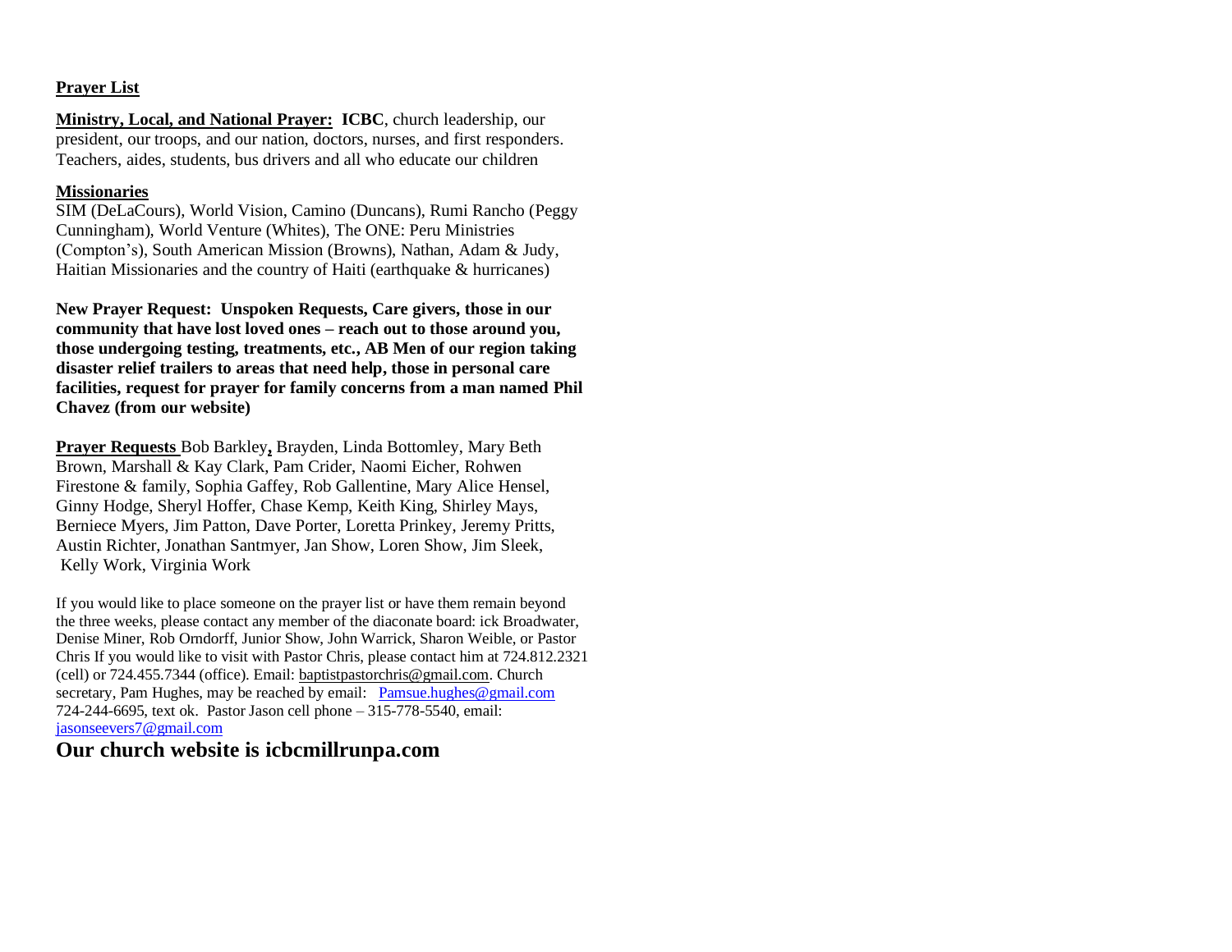## Prayer List

**Ministry, Local, and National Prayer:** **ICBC**, church leadership, our president, our troops, and our nation, doctors, nurses, and first responders. Teachers, aides, students, bus drivers and all who educate our children

**Missionaries**

SIM (DeLaCours), World Vision, Camino (Duncans), Rumi Rancho (Peggy Cunningham), World Venture (Whites), The ONE: Peru Ministries (Compton's), South American Mission (Browns), Nathan, Adam & Judy, Haitian Missionaries and the country of Haiti (earthquake & hurricanes)

**New Prayer Request: Unspoken Requests, Care givers, those in our community that have lost loved ones – reach out to those around you, those undergoing testing, treatments, etc., AB Men of our region taking disaster relief trailers to areas that need help, those in personal care facilities, request for prayer for family concerns from a man named Phil Chavez (from our website)**

**Prayer Requests** Bob Barkley, Brayden, Linda Bottomley, Mary Beth Brown, Marshall & Kay Clark, Pam Crider, Naomi Eicher, Rohwen Firestone & family, Sophia Gaffey, Rob Gallentine, Mary Alice Hensel, Ginny Hodge, Sheryl Hoffer, Chase Kemp, Keith King, Shirley Mays, Berniece Myers, Jim Patton, Dave Porter, Loretta Prinkey, Jeremy Pritts, Austin Richter, Jonathan Santmyer, Jan Show, Loren Show, Jim Sleek, Kelly Work, Virginia Work

If you would like to place someone on the prayer list or have them remain beyond the three weeks, please contact any member of the diaconate board: ick Broadwater, Denise Miner, Rob Orndorff, Junior Show, John Warrick, Sharon Weible, or Pastor Chris If you would like to visit with Pastor Chris, please contact him at 724.812.2321 (cell) or 724.455.7344 (office). Email: baptistpastorchris@gmail.com. Church secretary, Pam Hughes, may be reached by email: Pamsue.hughes@gmail.com 724-244-6695, text ok. Pastor Jason cell phone – 315-778-5540, email: jasonseevers7@gmail.com

**Our church website is icbcmillrunpa.com**